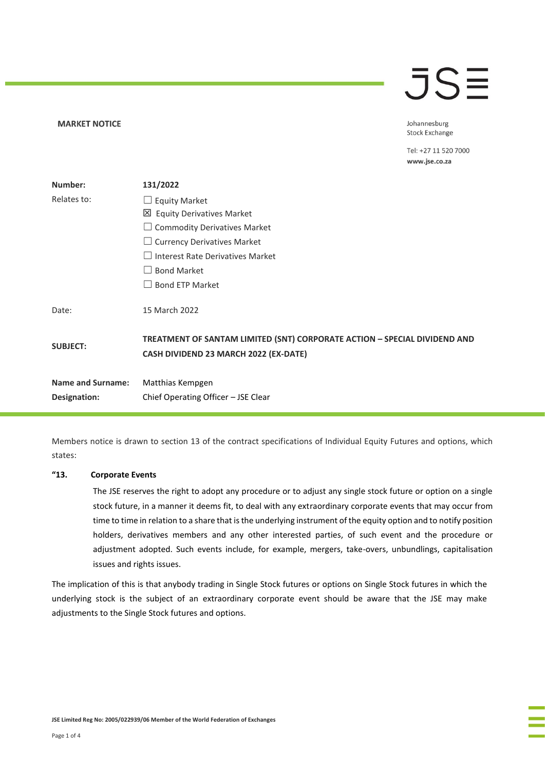**MARKET NOTICE**

Johannesburg
Stock Exchange

Tel: +27 11 520 7000
**www.jse.co.za**

| | |
|---|---|
| **Number:** | **131/2022** |
| Relates to: | ☐ Equity Market<br>☒ Equity Derivatives Market<br>☐ Commodity Derivatives Market<br>☐ Currency Derivatives Market<br>☐ Interest Rate Derivatives Market<br>☐ Bond Market<br>☐ Bond ETP Market |
| Date: | 15 March 2022 |
| **SUBJECT:** | **TREATMENT OF SANTAM LIMITED (SNT) CORPORATE ACTION – SPECIAL DIVIDEND AND CASH DIVIDEND 23 MARCH 2022 (EX-DATE)** |
| **Name and Surname:** | Matthias Kempgen |
| **Designation:** | Chief Operating Officer – JSE Clear |

Members notice is drawn to section 13 of the contract specifications of Individual Equity Futures and options, which states:

**"13. Corporate Events**

The JSE reserves the right to adopt any procedure or to adjust any single stock future or option on a single stock future, in a manner it deems fit, to deal with any extraordinary corporate events that may occur from time to time in relation to a share that is the underlying instrument of the equity option and to notify position holders, derivatives members and any other interested parties, of such event and the procedure or adjustment adopted. Such events include, for example, mergers, take-overs, unbundlings, capitalisation issues and rights issues.

The implication of this is that anybody trading in Single Stock futures or options on Single Stock futures in which the underlying stock is the subject of an extraordinary corporate event should be aware that the JSE may make adjustments to the Single Stock futures and options.

JSE Limited Reg No: 2005/022939/06 Member of the World Federation of Exchanges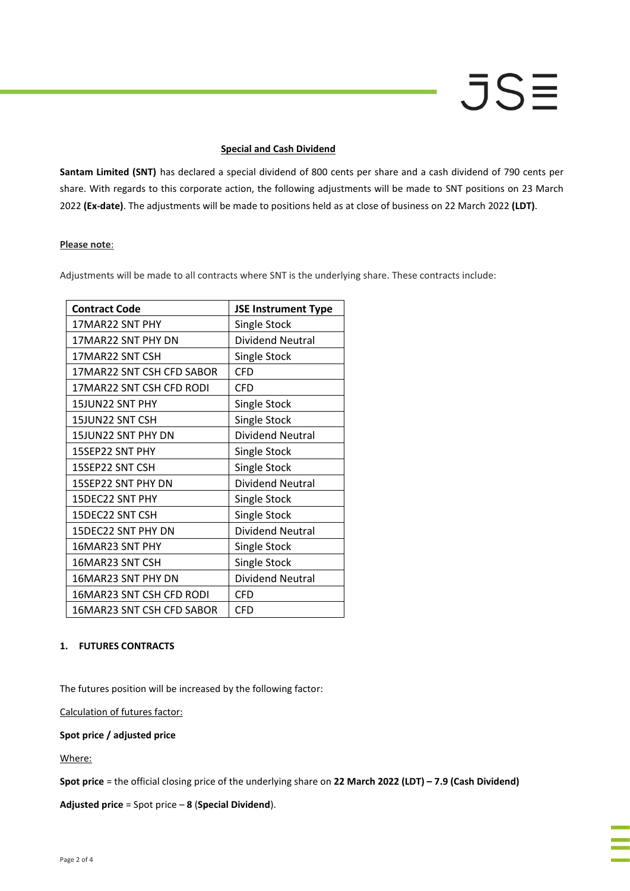**Special and Cash Dividend**

**Santam Limited (SNT)** has declared a special dividend of 800 cents per share and a cash dividend of 790 cents per share. With regards to this corporate action, the following adjustments will be made to SNT positions on 23 March 2022 **(Ex-date)**. The adjustments will be made to positions held as at close of business on 22 March 2022 **(LDT)**.

**Please note**:

Adjustments will be made to all contracts where SNT is the underlying share. These contracts include:

| Contract Code | JSE Instrument Type |
|---|---|
| 17MAR22 SNT PHY | Single Stock |
| 17MAR22 SNT PHY DN | Dividend Neutral |
| 17MAR22 SNT CSH | Single Stock |
| 17MAR22 SNT CSH CFD SABOR | CFD |
| 17MAR22 SNT CSH CFD RODI | CFD |
| 15JUN22 SNT PHY | Single Stock |
| 15JUN22 SNT CSH | Single Stock |
| 15JUN22 SNT PHY DN | Dividend Neutral |
| 15SEP22 SNT PHY | Single Stock |
| 15SEP22 SNT CSH | Single Stock |
| 15SEP22 SNT PHY DN | Dividend Neutral |
| 15DEC22 SNT PHY | Single Stock |
| 15DEC22 SNT CSH | Single Stock |
| 15DEC22 SNT PHY DN | Dividend Neutral |
| 16MAR23 SNT PHY | Single Stock |
| 16MAR23 SNT CSH | Single Stock |
| 16MAR23 SNT PHY DN | Dividend Neutral |
| 16MAR23 SNT CSH CFD RODI | CFD |
| 16MAR23 SNT CSH CFD SABOR | CFD |

**1. FUTURES CONTRACTS**

The futures position will be increased by the following factor:

Calculation of futures factor:

**Spot price / adjusted price**

Where:

**Spot price** = the official closing price of the underlying share on **22 March 2022 (LDT) – 7.9 (Cash Dividend)**

**Adjusted price** = Spot price – **8** (**Special Dividend**).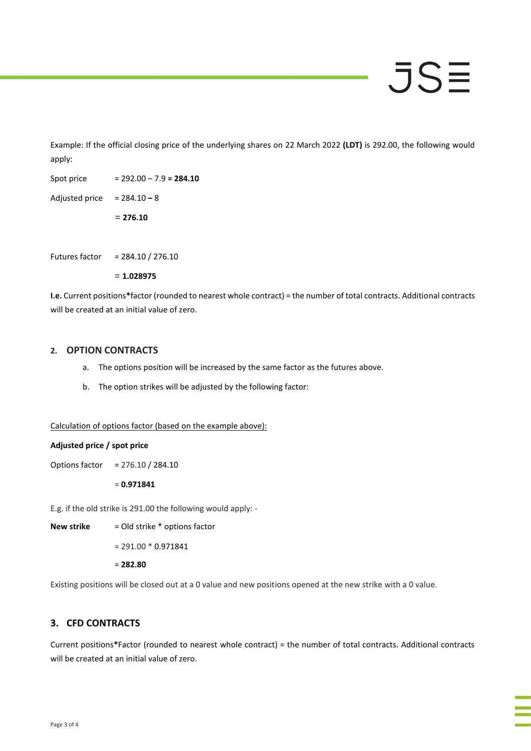Example: If the official closing price of the underlying shares on 22 March 2022 **(LDT)** is 292.00, the following would apply:

Spot price = 292.00 – 7.9 **= 284.10**

Adjusted price = 284.10 **–** 8

= **276.10**

Futures factor = 284.10 / 276.10

= **1.028975**

**I.e.** Current positions**\***factor (rounded to nearest whole contract) = the number of total contracts. Additional contracts will be created at an initial value of zero.

## 2. OPTION CONTRACTS

a. The options position will be increased by the same factor as the futures above.

b. The option strikes will be adjusted by the following factor:

Calculation of options factor (based on the example above):

**Adjusted price / spot price**

Options factor = 276.10 / 284.10

= **0.971841**

E.g. if the old strike is 291.00 the following would apply: -

**New strike** = Old strike * options factor

= 291.00 * 0.971841

= **282.80**

Existing positions will be closed out at a 0 value and new positions opened at the new strike with a 0 value.

## 3. CFD CONTRACTS

Current positions**\***Factor (rounded to nearest whole contract) = the number of total contracts. Additional contracts will be created at an initial value of zero.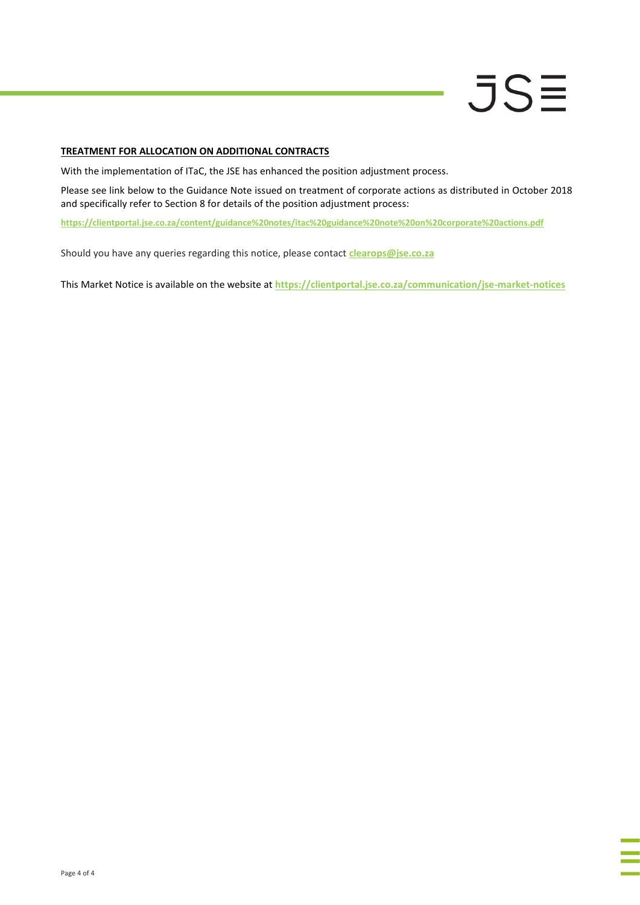**TREATMENT FOR ALLOCATION ON ADDITIONAL CONTRACTS**

With the implementation of ITaC, the JSE has enhanced the position adjustment process.

Please see link below to the Guidance Note issued on treatment of corporate actions as distributed in October 2018 and specifically refer to Section 8 for details of the position adjustment process:

https://clientportal.jse.co.za/content/guidance%20notes/itac%20guidance%20note%20on%20corporate%20actions.pdf

Should you have any queries regarding this notice, please contact **clearops@jse.co.za**

This Market Notice is available on the website at **https://clientportal.jse.co.za/communication/jse-market-notices**